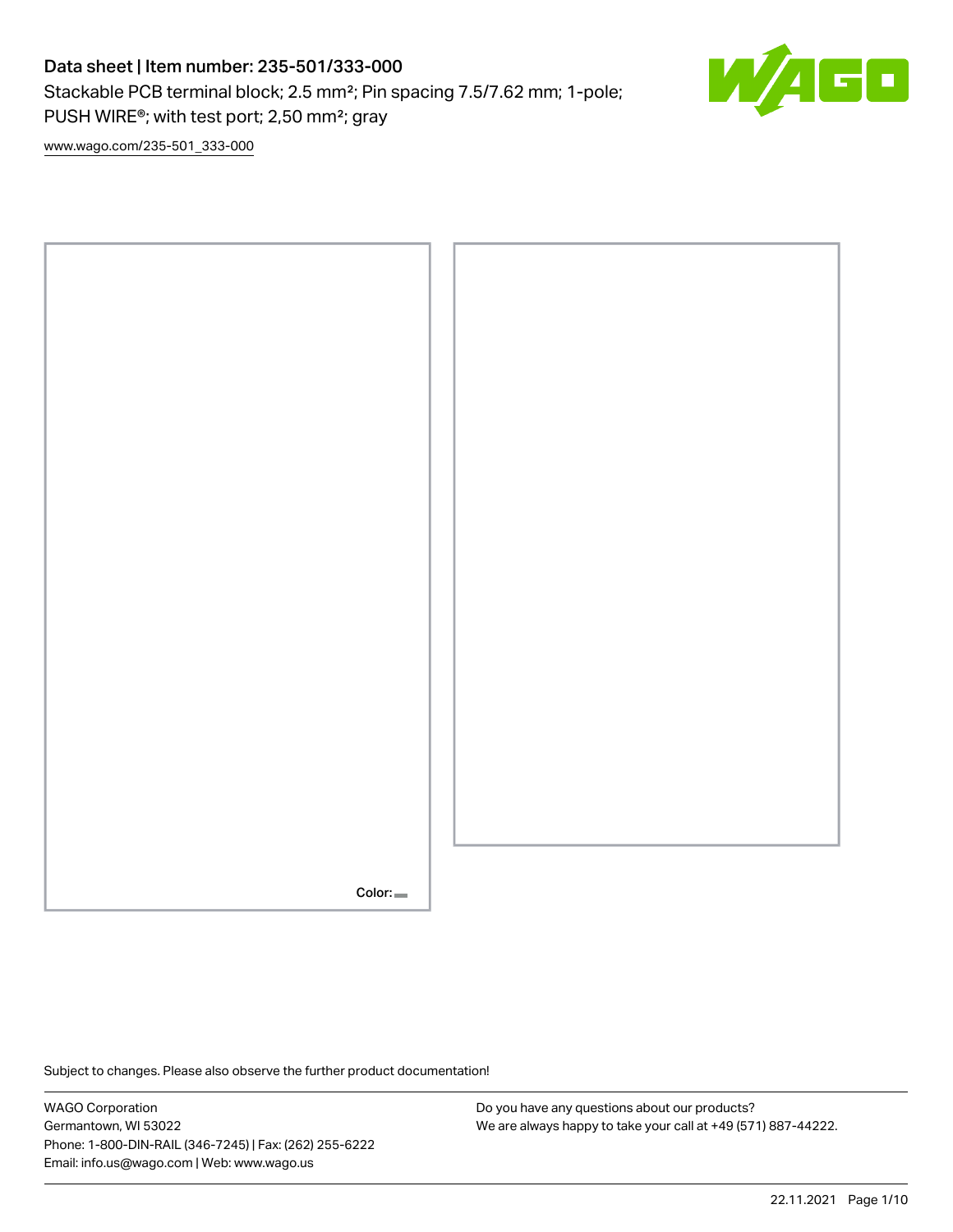# Data sheet | Item number: 235-501/333-000

Stackable PCB terminal block; 2.5 mm²; Pin spacing 7.5/7.62 mm; 1-pole; PUSH WIRE®; with test port; 2,50 mm²; gray

www.wago.com/235-501_333-000

Color:

Subject to changes. Please also observe the further product documentation!

WAGO Corporation
Germantown, WI 53022
Phone: 1-800-DIN-RAIL (346-7245) | Fax: (262) 255-6222
Email: info.us@wago.com | Web: www.wago.us

Do you have any questions about our products?
We are always happy to take your call at +49 (571) 887-44222.

22.11.2021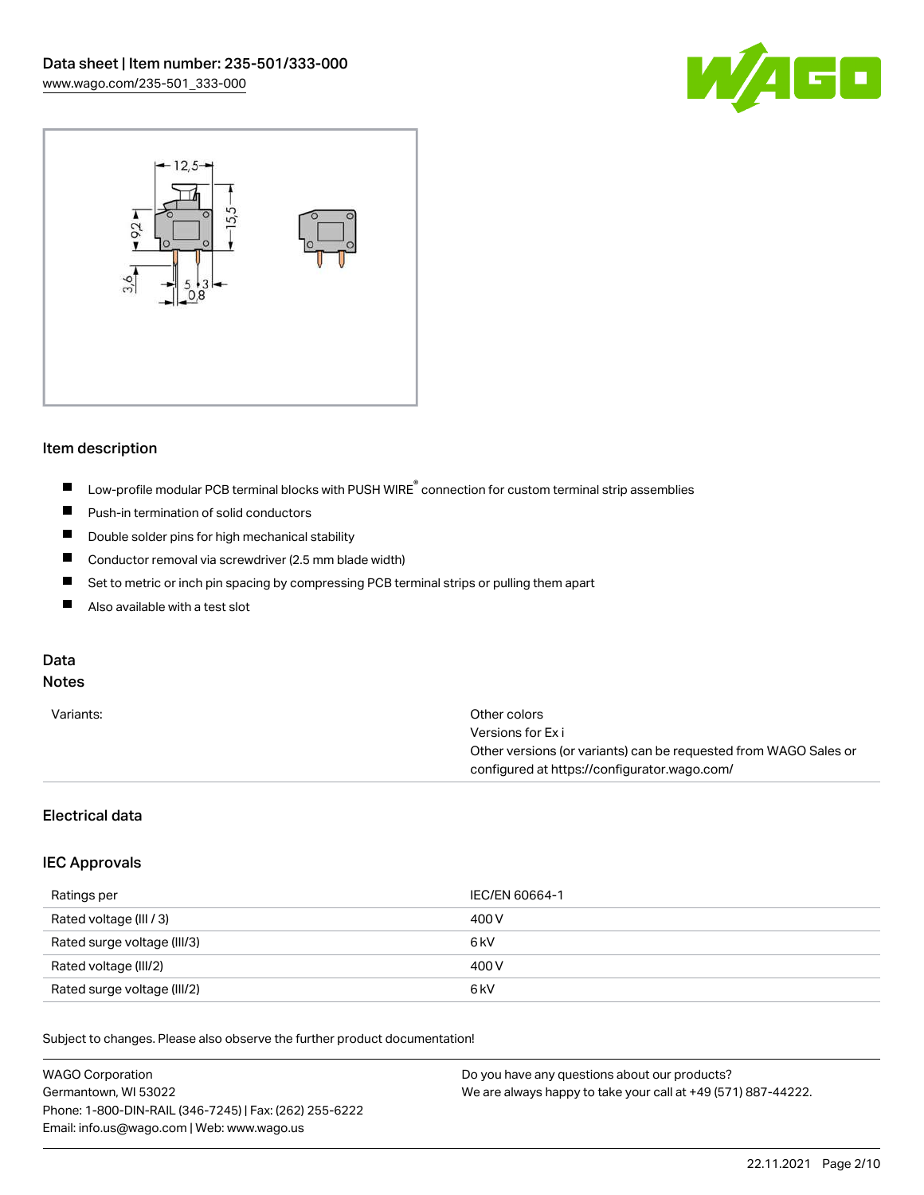### Item description

- Low-profile modular PCB terminal blocks with PUSH WIRE® connection for custom terminal strip assemblies
- Push-in termination of solid conductors
- Double solder pins for high mechanical stability
- Conductor removal via screwdriver (2.5 mm blade width)
- Set to metric or inch pin spacing by compressing PCB terminal strips or pulling them apart
- Also available with a test slot

## Data

### Notes

| | |
|---|---|
| Variants: | Other colors<br>Versions for Ex i<br>Other versions (or variants) can be requested from WAGO Sales or configured at https://configurator.wago.com/ |

### Electrical data

### IEC Approvals

| | |
|---|---|
| Ratings per | IEC/EN 60664-1 |
| Rated voltage (III / 3) | 400 V |
| Rated surge voltage (III/3) | 6 kV |
| Rated voltage (III/2) | 400 V |
| Rated surge voltage (III/2) | 6 kV |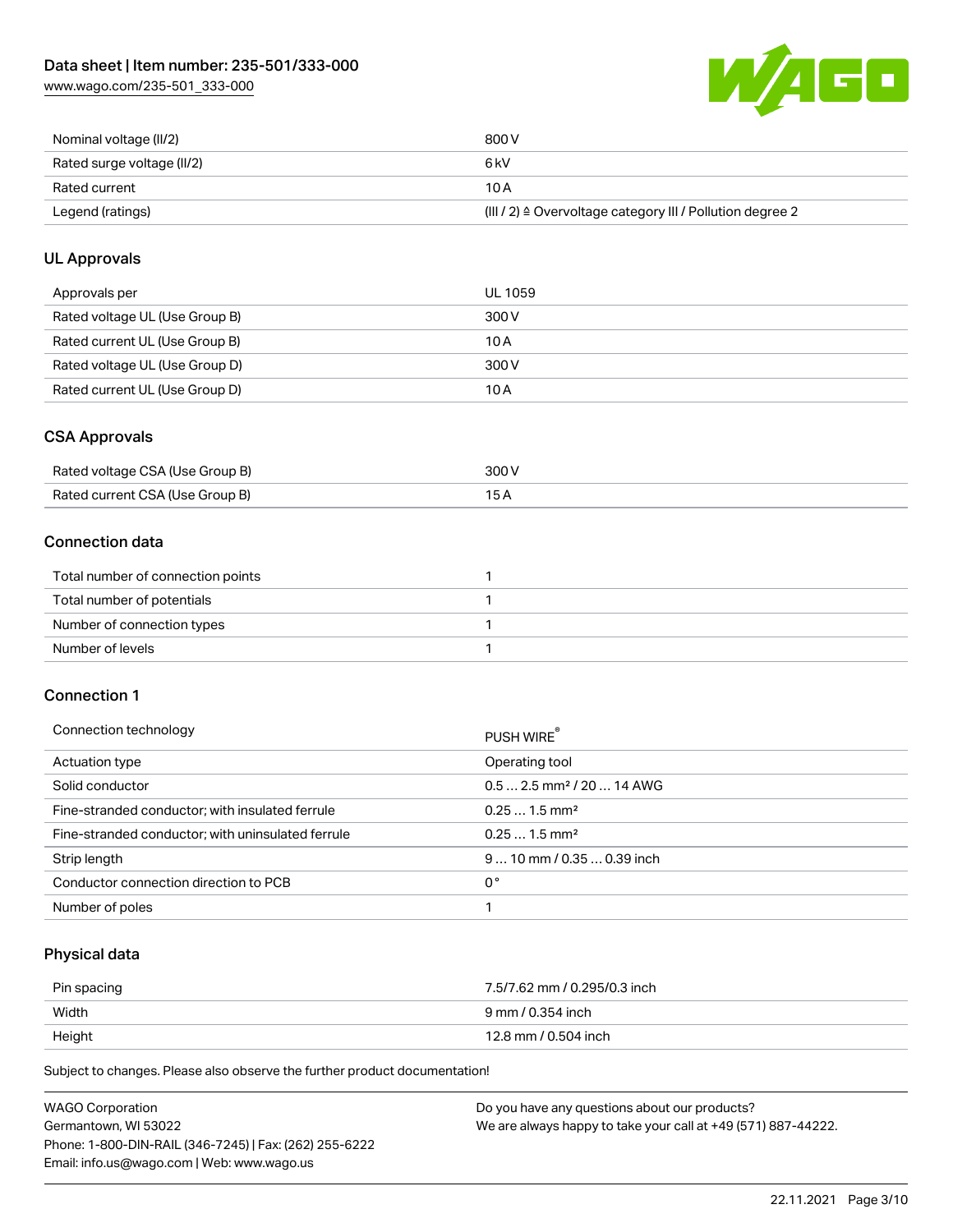| | |
|---|---|
| Nominal voltage (II/2) | 800 V |
| Rated surge voltage (II/2) | 6 kV |
| Rated current | 10 A |
| Legend (ratings) | (III / 2) ≙ Overvoltage category III / Pollution degree 2 |

## UL Approvals

| | |
|---|---|
| Approvals per | UL 1059 |
| Rated voltage UL (Use Group B) | 300 V |
| Rated current UL (Use Group B) | 10 A |
| Rated voltage UL (Use Group D) | 300 V |
| Rated current UL (Use Group D) | 10 A |

## CSA Approvals

| | |
|---|---|
| Rated voltage CSA (Use Group B) | 300 V |
| Rated current CSA (Use Group B) | 15 A |

## Connection data

| | |
|---|---|
| Total number of connection points | 1 |
| Total number of potentials | 1 |
| Number of connection types | 1 |
| Number of levels | 1 |

## Connection 1

| | |
|---|---|
| Connection technology | PUSH WIRE® |
| Actuation type | Operating tool |
| Solid conductor | 0.5 … 2.5 mm² / 20 … 14 AWG |
| Fine-stranded conductor; with insulated ferrule | 0.25 … 1.5 mm² |
| Fine-stranded conductor; with uninsulated ferrule | 0.25 … 1.5 mm² |
| Strip length | 9 … 10 mm / 0.35 … 0.39 inch |
| Conductor connection direction to PCB | 0 ° |
| Number of poles | 1 |

## Physical data

| | |
|---|---|
| Pin spacing | 7.5/7.62 mm / 0.295/0.3 inch |
| Width | 9 mm / 0.354 inch |
| Height | 12.8 mm / 0.504 inch |

Subject to changes. Please also observe the further product documentation!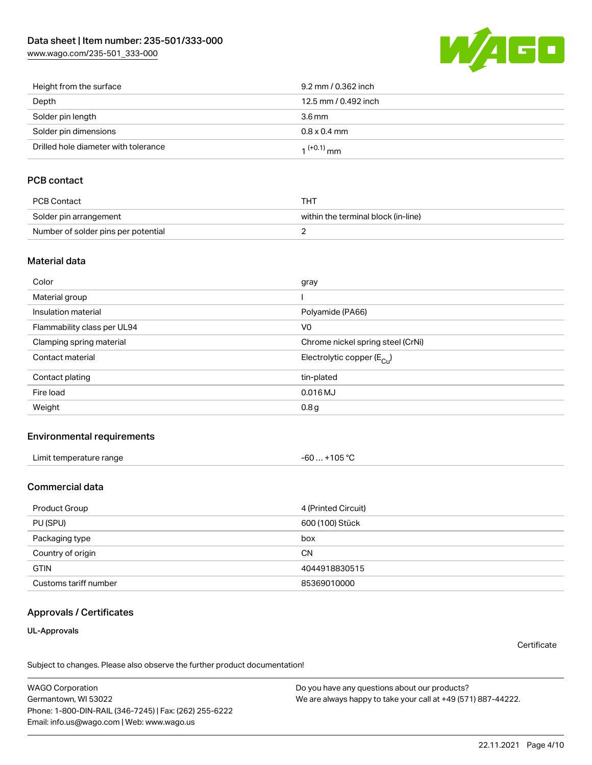| | |
|---|---|
| Height from the surface | 9.2 mm / 0.362 inch |
| Depth | 12.5 mm / 0.492 inch |
| Solder pin length | 3.6 mm |
| Solder pin dimensions | 0.8 x 0.4 mm |
| Drilled hole diameter with tolerance | $1^{(+0.1)}$ mm |

## PCB contact

| | |
|---|---|
| PCB Contact | THT |
| Solder pin arrangement | within the terminal block (in-line) |
| Number of solder pins per potential | 2 |

## Material data

| | |
|---|---|
| Color | gray |
| Material group | I |
| Insulation material | Polyamide (PA66) |
| Flammability class per UL94 | V0 |
| Clamping spring material | Chrome nickel spring steel (CrNi) |
| Contact material | Electrolytic copper ($E_{Cu}$) |
| Contact plating | tin-plated |
| Fire load | 0.016 MJ |
| Weight | 0.8 g |

## Environmental requirements

| | |
|---|---|
| Limit temperature range | -60 … +105 °C |

## Commercial data

| | |
|---|---|
| Product Group | 4 (Printed Circuit) |
| PU (SPU) | 600 (100) Stück |
| Packaging type | box |
| Country of origin | CN |
| GTIN | 4044918830515 |
| Customs tariff number | 85369010000 |

## Approvals / Certificates

### UL-Approvals

Certificate

Subject to changes. Please also observe the further product documentation!

WAGO Corporation
Germantown, WI 53022
Phone: 1-800-DIN-RAIL (346-7245) | Fax: (262) 255-6222
Email: info.us@wago.com | Web: www.wago.us

Do you have any questions about our products?
We are always happy to take your call at +49 (571) 887-44222.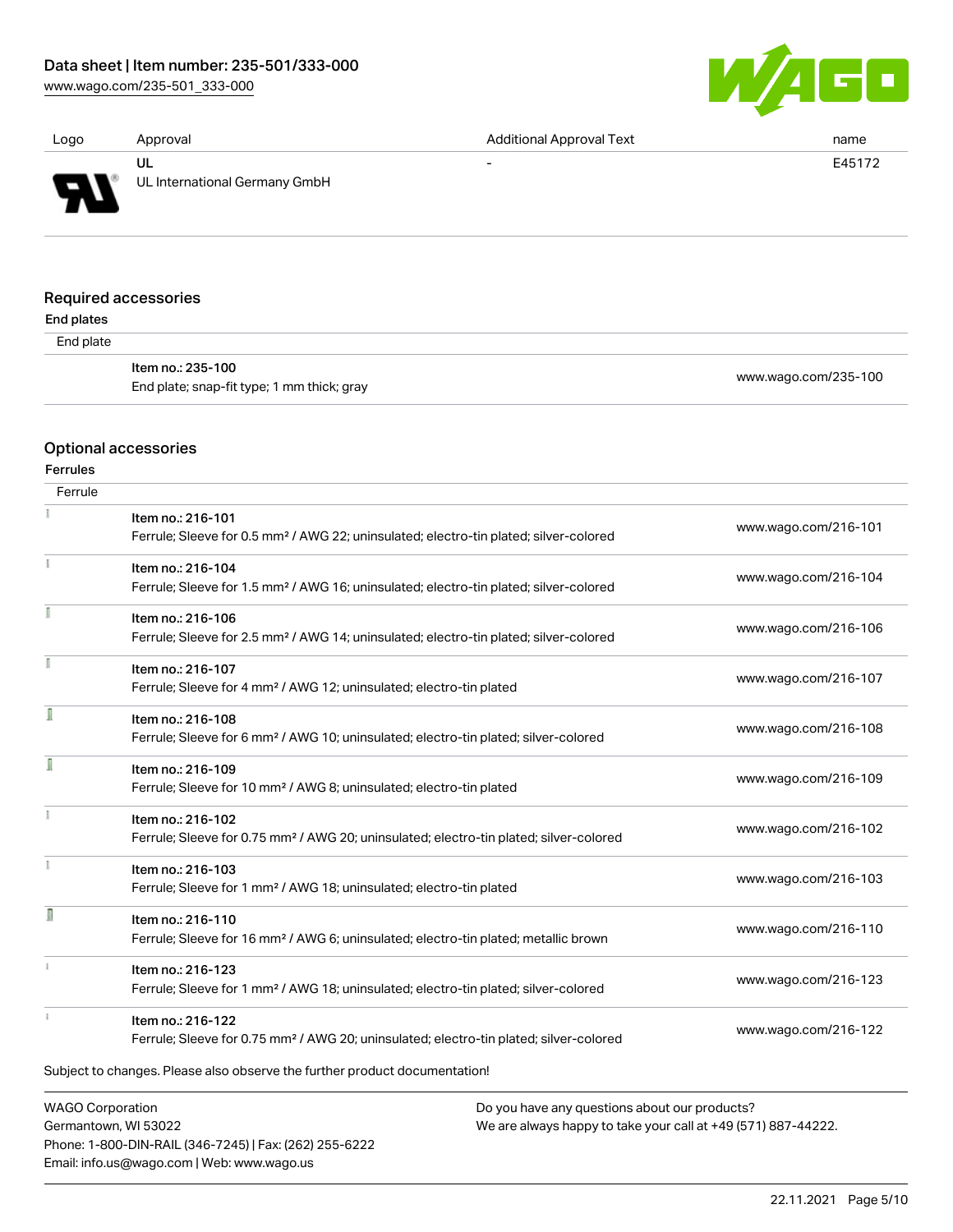| Logo | Approval | Additional Approval Text | name |
| --- | --- | --- | --- |
| | UL<br>UL International Germany GmbH | - | E45172 |

## Required accessories

### End plates

End plate

| | | |
| --- | --- | --- |
| | Item no.: 235-100<br>End plate; snap-fit type; 1 mm thick; gray | www.wago.com/235-100 |

## Optional accessories

### Ferrules

Ferrule

| | | |
| --- | --- | --- |
| | Item no.: 216-101<br>Ferrule; Sleeve for 0.5 mm² / AWG 22; uninsulated; electro-tin plated; silver-colored | www.wago.com/216-101 |
| | Item no.: 216-104<br>Ferrule; Sleeve for 1.5 mm² / AWG 16; uninsulated; electro-tin plated; silver-colored | www.wago.com/216-104 |
| | Item no.: 216-106<br>Ferrule; Sleeve for 2.5 mm² / AWG 14; uninsulated; electro-tin plated; silver-colored | www.wago.com/216-106 |
| | Item no.: 216-107<br>Ferrule; Sleeve for 4 mm² / AWG 12; uninsulated; electro-tin plated | www.wago.com/216-107 |
| | Item no.: 216-108<br>Ferrule; Sleeve for 6 mm² / AWG 10; uninsulated; electro-tin plated; silver-colored | www.wago.com/216-108 |
| | Item no.: 216-109<br>Ferrule; Sleeve for 10 mm² / AWG 8; uninsulated; electro-tin plated | www.wago.com/216-109 |
| | Item no.: 216-102<br>Ferrule; Sleeve for 0.75 mm² / AWG 20; uninsulated; electro-tin plated; silver-colored | www.wago.com/216-102 |
| | Item no.: 216-103<br>Ferrule; Sleeve for 1 mm² / AWG 18; uninsulated; electro-tin plated | www.wago.com/216-103 |
| | Item no.: 216-110<br>Ferrule; Sleeve for 16 mm² / AWG 6; uninsulated; electro-tin plated; metallic brown | www.wago.com/216-110 |
| | Item no.: 216-123<br>Ferrule; Sleeve for 1 mm² / AWG 18; uninsulated; electro-tin plated; silver-colored | www.wago.com/216-123 |
| | Item no.: 216-122<br>Ferrule; Sleeve for 0.75 mm² / AWG 20; uninsulated; electro-tin plated; silver-colored | www.wago.com/216-122 |

Subject to changes. Please also observe the further product documentation!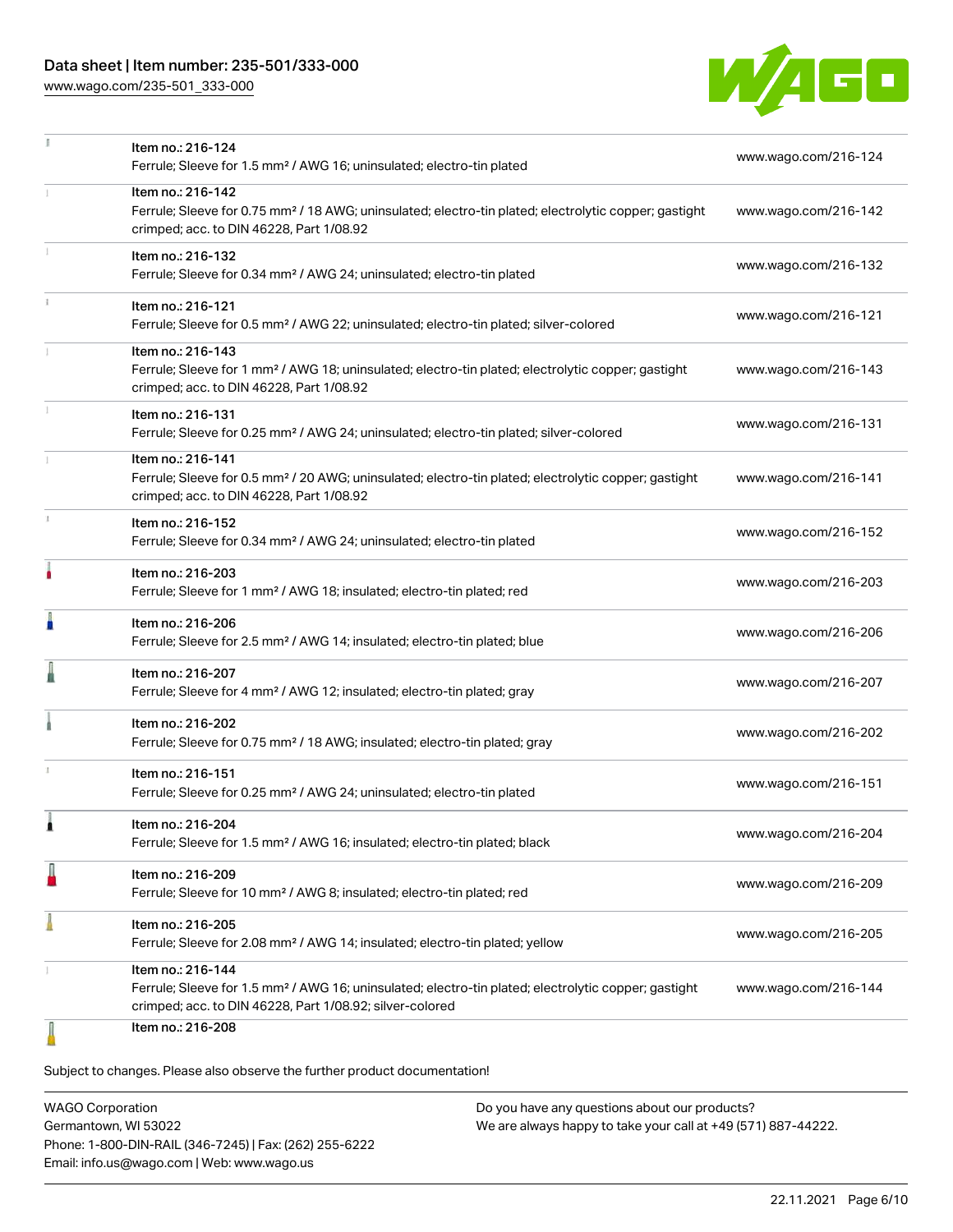| | | |
|---|---|---|
| | Item no.: 216-124<br>Ferrule; Sleeve for 1.5 mm² / AWG 16; uninsulated; electro-tin plated | www.wago.com/216-124 |
| | Item no.: 216-142<br>Ferrule; Sleeve for 0.75 mm² / 18 AWG; uninsulated; electro-tin plated; electrolytic copper; gastight crimped; acc. to DIN 46228, Part 1/08.92 | www.wago.com/216-142 |
| | Item no.: 216-132<br>Ferrule; Sleeve for 0.34 mm² / AWG 24; uninsulated; electro-tin plated | www.wago.com/216-132 |
| | Item no.: 216-121<br>Ferrule; Sleeve for 0.5 mm² / AWG 22; uninsulated; electro-tin plated; silver-colored | www.wago.com/216-121 |
| | Item no.: 216-143<br>Ferrule; Sleeve for 1 mm² / AWG 18; uninsulated; electro-tin plated; electrolytic copper; gastight crimped; acc. to DIN 46228, Part 1/08.92 | www.wago.com/216-143 |
| | Item no.: 216-131<br>Ferrule; Sleeve for 0.25 mm² / AWG 24; uninsulated; electro-tin plated; silver-colored | www.wago.com/216-131 |
| | Item no.: 216-141<br>Ferrule; Sleeve for 0.5 mm² / 20 AWG; uninsulated; electro-tin plated; electrolytic copper; gastight crimped; acc. to DIN 46228, Part 1/08.92 | www.wago.com/216-141 |
| | Item no.: 216-152<br>Ferrule; Sleeve for 0.34 mm² / AWG 24; uninsulated; electro-tin plated | www.wago.com/216-152 |
| | Item no.: 216-203<br>Ferrule; Sleeve for 1 mm² / AWG 18; insulated; electro-tin plated; red | www.wago.com/216-203 |
| | Item no.: 216-206<br>Ferrule; Sleeve for 2.5 mm² / AWG 14; insulated; electro-tin plated; blue | www.wago.com/216-206 |
| | Item no.: 216-207<br>Ferrule; Sleeve for 4 mm² / AWG 12; insulated; electro-tin plated; gray | www.wago.com/216-207 |
| | Item no.: 216-202<br>Ferrule; Sleeve for 0.75 mm² / 18 AWG; insulated; electro-tin plated; gray | www.wago.com/216-202 |
| | Item no.: 216-151<br>Ferrule; Sleeve for 0.25 mm² / AWG 24; uninsulated; electro-tin plated | www.wago.com/216-151 |
| | Item no.: 216-204<br>Ferrule; Sleeve for 1.5 mm² / AWG 16; insulated; electro-tin plated; black | www.wago.com/216-204 |
| | Item no.: 216-209<br>Ferrule; Sleeve for 10 mm² / AWG 8; insulated; electro-tin plated; red | www.wago.com/216-209 |
| | Item no.: 216-205<br>Ferrule; Sleeve for 2.08 mm² / AWG 14; insulated; electro-tin plated; yellow | www.wago.com/216-205 |
| | Item no.: 216-144<br>Ferrule; Sleeve for 1.5 mm² / AWG 16; uninsulated; electro-tin plated; electrolytic copper; gastight crimped; acc. to DIN 46228, Part 1/08.92; silver-colored | www.wago.com/216-144 |
| | Item no.: 216-208 | |

Subject to changes. Please also observe the further product documentation!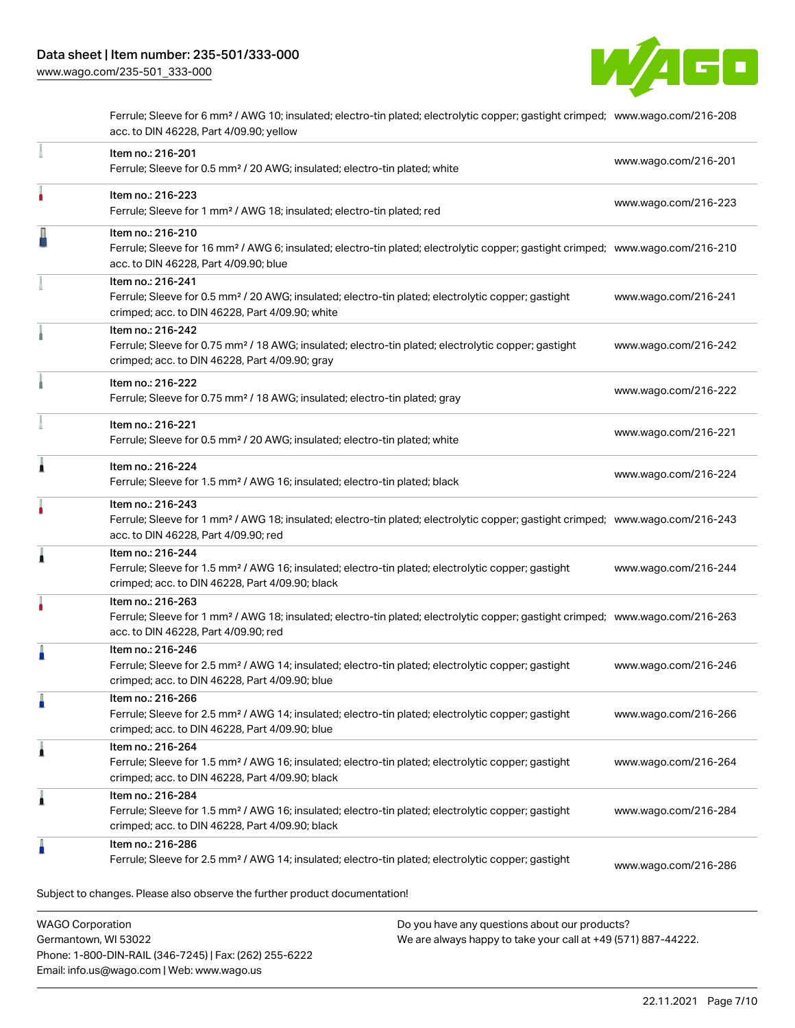| | | |
|---|---|---|
| | Ferrule; Sleeve for 6 mm² / AWG 10; insulated; electro-tin plated; electrolytic copper; gastight crimped; acc. to DIN 46228, Part 4/09.90; yellow | www.wago.com/216-208 |
| | Item no.: 216-201<br>Ferrule; Sleeve for 0.5 mm² / 20 AWG; insulated; electro-tin plated; white | www.wago.com/216-201 |
| | Item no.: 216-223<br>Ferrule; Sleeve for 1 mm² / AWG 18; insulated; electro-tin plated; red | www.wago.com/216-223 |
| | Item no.: 216-210<br>Ferrule; Sleeve for 16 mm² / AWG 6; insulated; electro-tin plated; electrolytic copper; gastight crimped; acc. to DIN 46228, Part 4/09.90; blue | www.wago.com/216-210 |
| | Item no.: 216-241<br>Ferrule; Sleeve for 0.5 mm² / 20 AWG; insulated; electro-tin plated; electrolytic copper; gastight crimped; acc. to DIN 46228, Part 4/09.90; white | www.wago.com/216-241 |
| | Item no.: 216-242<br>Ferrule; Sleeve for 0.75 mm² / 18 AWG; insulated; electro-tin plated; electrolytic copper; gastight crimped; acc. to DIN 46228, Part 4/09.90; gray | www.wago.com/216-242 |
| | Item no.: 216-222<br>Ferrule; Sleeve for 0.75 mm² / 18 AWG; insulated; electro-tin plated; gray | www.wago.com/216-222 |
| | Item no.: 216-221<br>Ferrule; Sleeve for 0.5 mm² / 20 AWG; insulated; electro-tin plated; white | www.wago.com/216-221 |
| | Item no.: 216-224<br>Ferrule; Sleeve for 1.5 mm² / AWG 16; insulated; electro-tin plated; black | www.wago.com/216-224 |
| | Item no.: 216-243<br>Ferrule; Sleeve for 1 mm² / AWG 18; insulated; electro-tin plated; electrolytic copper; gastight crimped; acc. to DIN 46228, Part 4/09.90; red | www.wago.com/216-243 |
| | Item no.: 216-244<br>Ferrule; Sleeve for 1.5 mm² / AWG 16; insulated; electro-tin plated; electrolytic copper; gastight crimped; acc. to DIN 46228, Part 4/09.90; black | www.wago.com/216-244 |
| | Item no.: 216-263<br>Ferrule; Sleeve for 1 mm² / AWG 18; insulated; electro-tin plated; electrolytic copper; gastight crimped; acc. to DIN 46228, Part 4/09.90; red | www.wago.com/216-263 |
| | Item no.: 216-246<br>Ferrule; Sleeve for 2.5 mm² / AWG 14; insulated; electro-tin plated; electrolytic copper; gastight crimped; acc. to DIN 46228, Part 4/09.90; blue | www.wago.com/216-246 |
| | Item no.: 216-266<br>Ferrule; Sleeve for 2.5 mm² / AWG 14; insulated; electro-tin plated; electrolytic copper; gastight crimped; acc. to DIN 46228, Part 4/09.90; blue | www.wago.com/216-266 |
| | Item no.: 216-264<br>Ferrule; Sleeve for 1.5 mm² / AWG 16; insulated; electro-tin plated; electrolytic copper; gastight crimped; acc. to DIN 46228, Part 4/09.90; black | www.wago.com/216-264 |
| | Item no.: 216-284<br>Ferrule; Sleeve for 1.5 mm² / AWG 16; insulated; electro-tin plated; electrolytic copper; gastight crimped; acc. to DIN 46228, Part 4/09.90; black | www.wago.com/216-284 |
| | Item no.: 216-286<br>Ferrule; Sleeve for 2.5 mm² / AWG 14; insulated; electro-tin plated; electrolytic copper; gastight | www.wago.com/216-286 |

Subject to changes. Please also observe the further product documentation!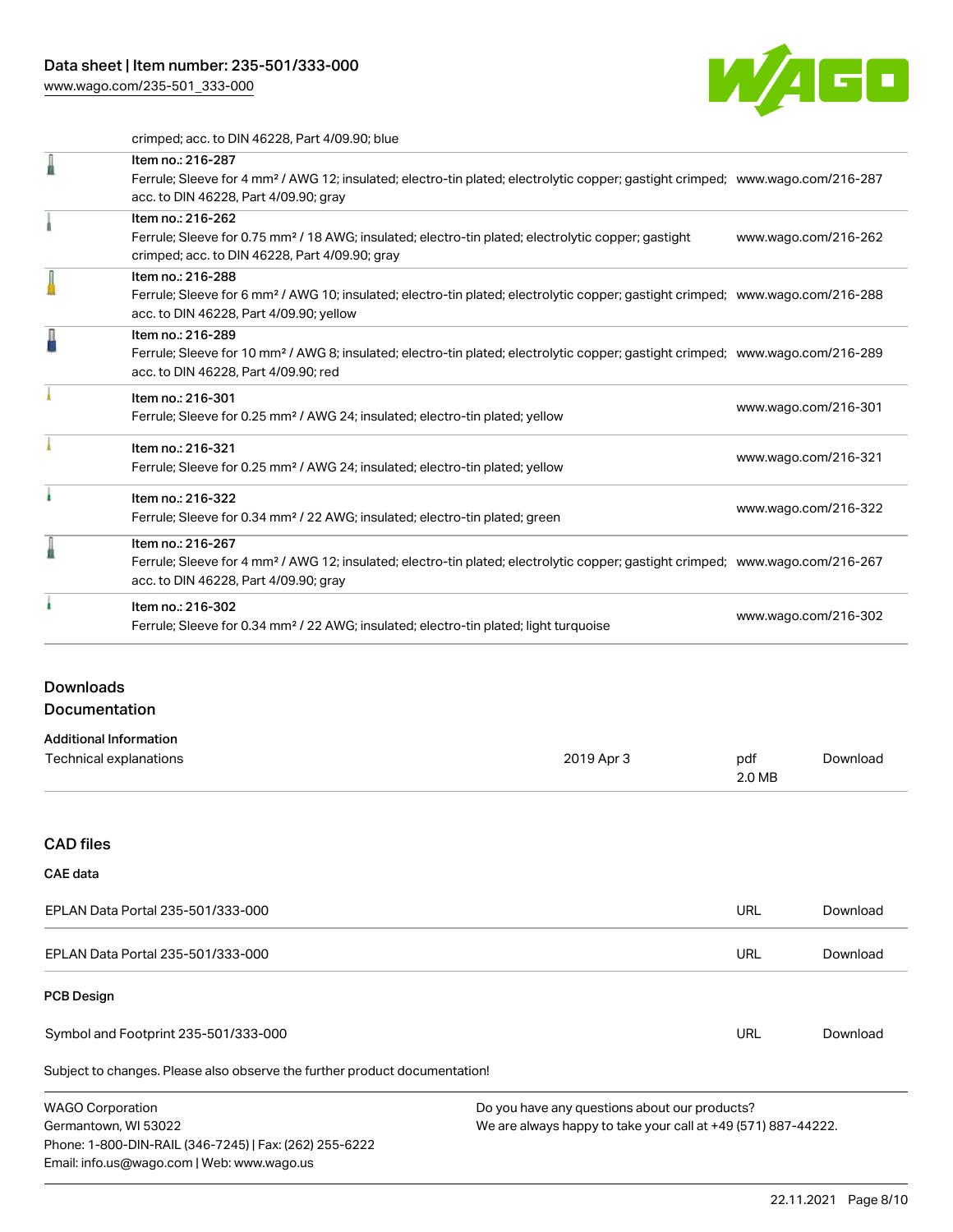crimped; acc. to DIN 46228, Part 4/09.90; blue

| | | |
|---|---|---|
| | Item no.: 216-287<br>Ferrule; Sleeve for 4 mm² / AWG 12; insulated; electro-tin plated; electrolytic copper; gastight crimped; acc. to DIN 46228, Part 4/09.90; gray | www.wago.com/216-287 |
| | Item no.: 216-262<br>Ferrule; Sleeve for 0.75 mm² / 18 AWG; insulated; electro-tin plated; electrolytic copper; gastight crimped; acc. to DIN 46228, Part 4/09.90; gray | www.wago.com/216-262 |
| | Item no.: 216-288<br>Ferrule; Sleeve for 6 mm² / AWG 10; insulated; electro-tin plated; electrolytic copper; gastight crimped; acc. to DIN 46228, Part 4/09.90; yellow | www.wago.com/216-288 |
| | Item no.: 216-289<br>Ferrule; Sleeve for 10 mm² / AWG 8; insulated; electro-tin plated; electrolytic copper; gastight crimped; acc. to DIN 46228, Part 4/09.90; red | www.wago.com/216-289 |
| | Item no.: 216-301<br>Ferrule; Sleeve for 0.25 mm² / AWG 24; insulated; electro-tin plated; yellow | www.wago.com/216-301 |
| | Item no.: 216-321<br>Ferrule; Sleeve for 0.25 mm² / AWG 24; insulated; electro-tin plated; yellow | www.wago.com/216-321 |
| | Item no.: 216-322<br>Ferrule; Sleeve for 0.34 mm² / 22 AWG; insulated; electro-tin plated; green | www.wago.com/216-322 |
| | Item no.: 216-267<br>Ferrule; Sleeve for 4 mm² / AWG 12; insulated; electro-tin plated; electrolytic copper; gastight crimped; acc. to DIN 46228, Part 4/09.90; gray | www.wago.com/216-267 |
| | Item no.: 216-302<br>Ferrule; Sleeve for 0.34 mm² / 22 AWG; insulated; electro-tin plated; light turquoise | www.wago.com/216-302 |

## Downloads

### Documentation

**Additional Information**

| | | | |
|---|---|---|---|
| Technical explanations | 2019 Apr 3 | pdf<br>2.0 MB | Download |

### CAD files

**CAE data**

| | | |
|---|---|---|
| EPLAN Data Portal 235-501/333-000 | URL | Download |
| EPLAN Data Portal 235-501/333-000 | URL | Download |

**PCB Design**

| | | |
|---|---|---|
| Symbol and Footprint 235-501/333-000 | URL | Download |

Subject to changes. Please also observe the further product documentation!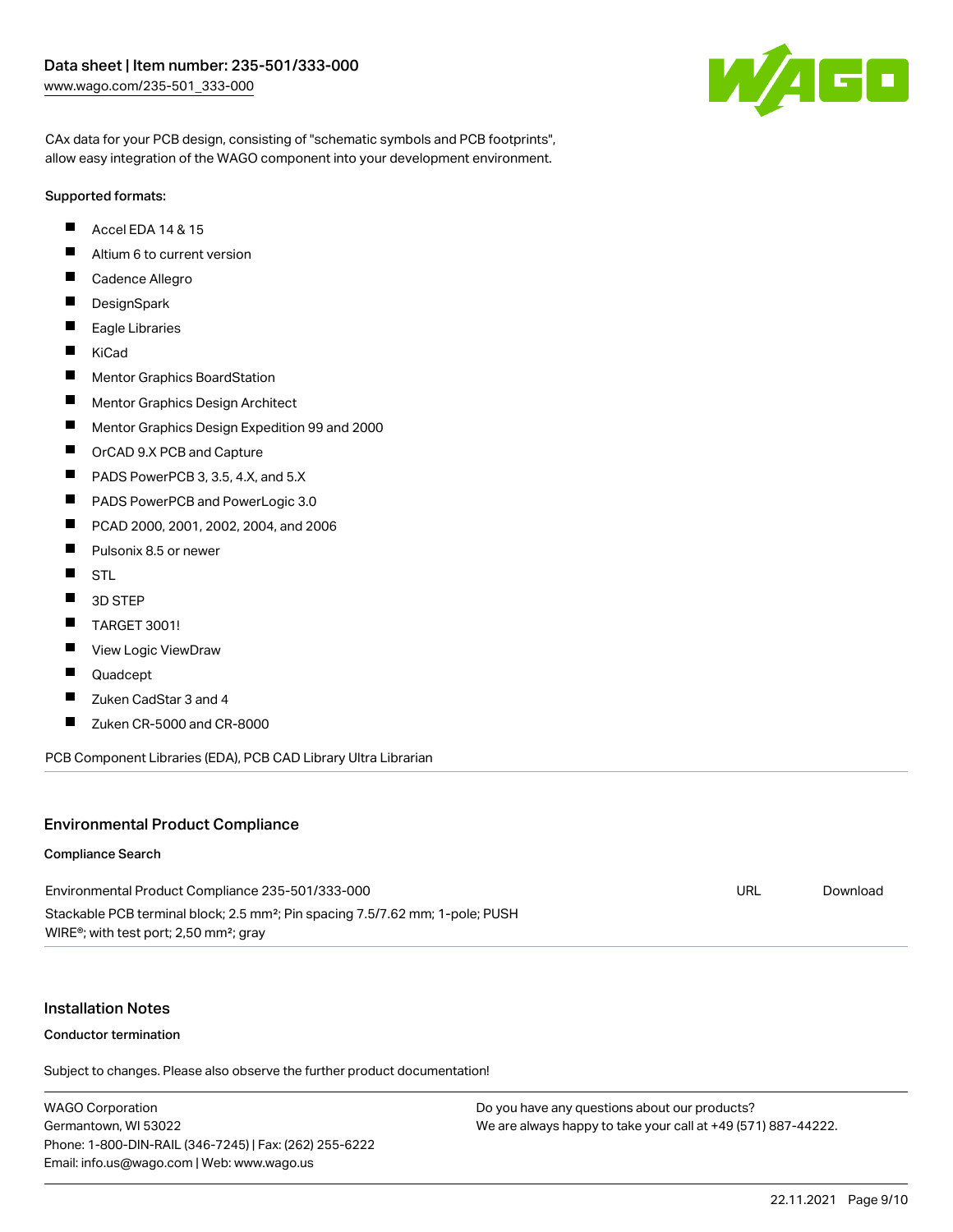CAx data for your PCB design, consisting of "schematic symbols and PCB footprints", allow easy integration of the WAGO component into your development environment.

Supported formats:

- Accel EDA 14 & 15
- Altium 6 to current version
- Cadence Allegro
- DesignSpark
- Eagle Libraries
- KiCad
- Mentor Graphics BoardStation
- Mentor Graphics Design Architect
- Mentor Graphics Design Expedition 99 and 2000
- OrCAD 9.X PCB and Capture
- PADS PowerPCB 3, 3.5, 4.X, and 5.X
- PADS PowerPCB and PowerLogic 3.0
- PCAD 2000, 2001, 2002, 2004, and 2006
- Pulsonix 8.5 or newer
- STL
- 3D STEP
- TARGET 3001!
- View Logic ViewDraw
- Quadcept
- Zuken CadStar 3 and 4
- Zuken CR-5000 and CR-8000

PCB Component Libraries (EDA), PCB CAD Library Ultra Librarian

## Environmental Product Compliance

### Compliance Search

| | | |
|---|---|---|
| Environmental Product Compliance 235-501/333-000<br>Stackable PCB terminal block; 2.5 mm²; Pin spacing 7.5/7.62 mm; 1-pole; PUSH WIRE®; with test port; 2,50 mm²; gray | URL | Download |

## Installation Notes

### Conductor termination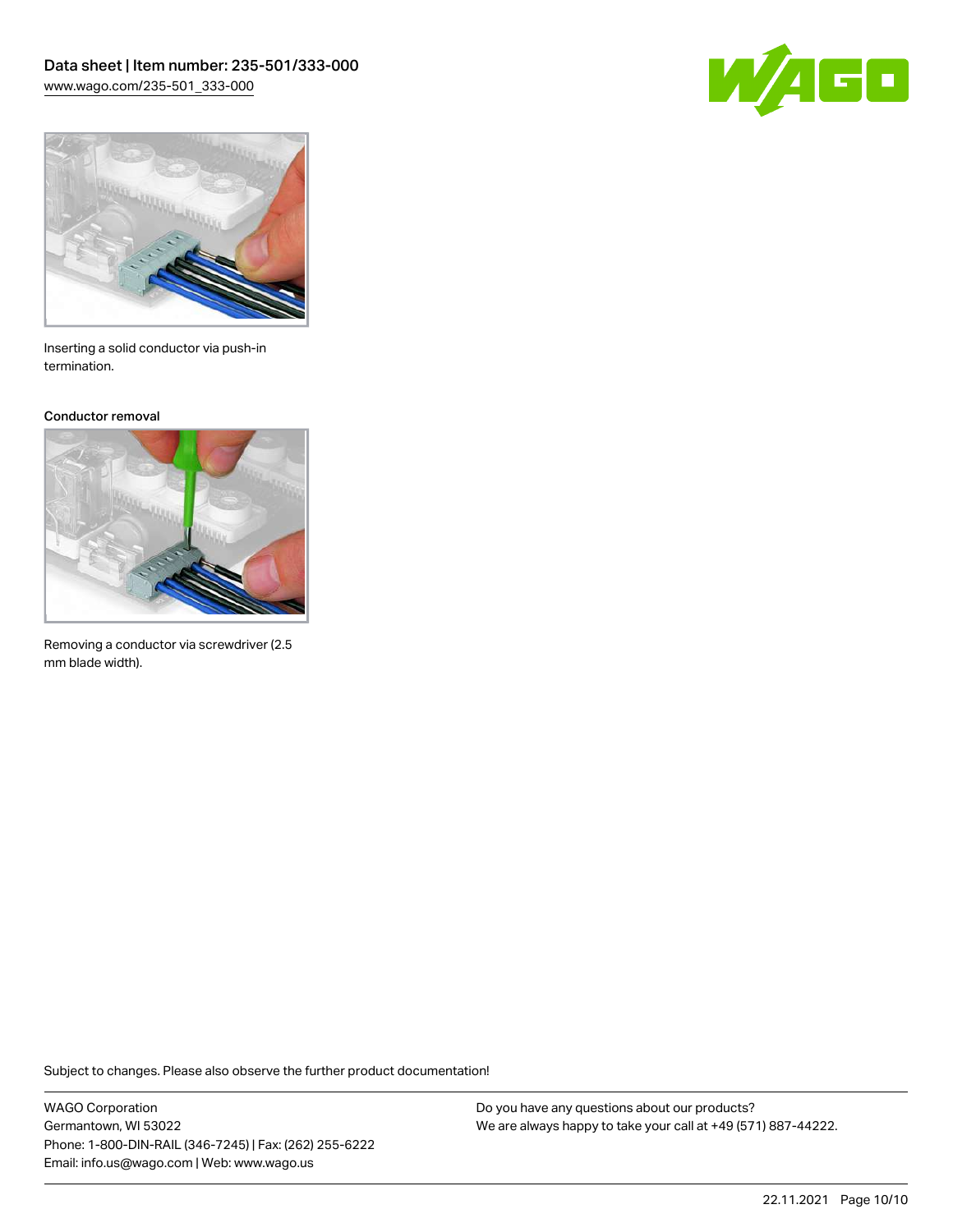Inserting a solid conductor via push-in termination.

Conductor removal

Removing a conductor via screwdriver (2.5 mm blade width).

Subject to changes. Please also observe the further product documentation!